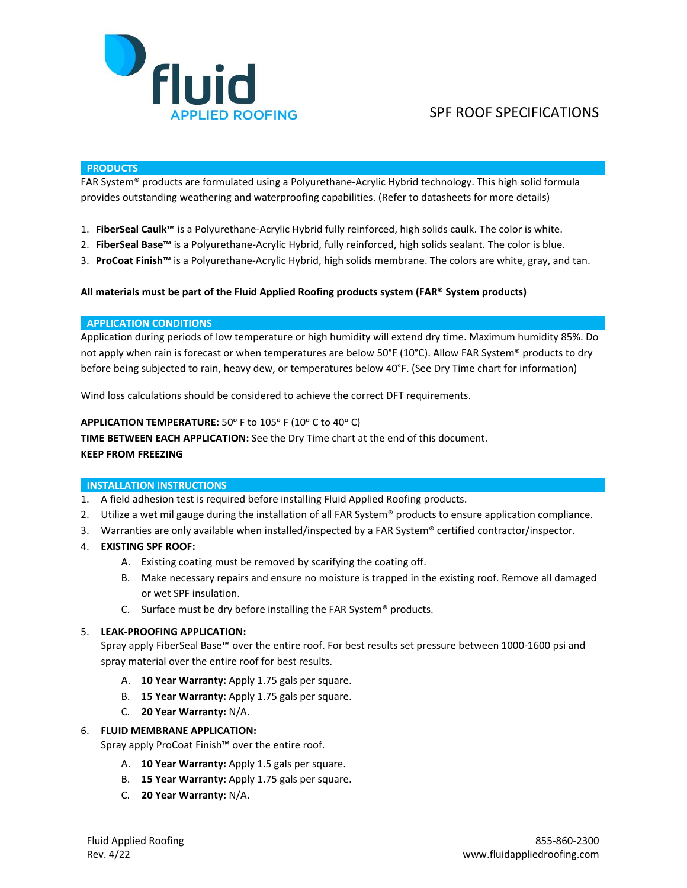fluid
APPLIED ROOFING

# SPF ROOF SPECIFICATIONS

## PRODUCTS

FAR System® products are formulated using a Polyurethane-Acrylic Hybrid technology. This high solid formula provides outstanding weathering and waterproofing capabilities. (Refer to datasheets for more details)

1. **FiberSeal Caulk™** is a Polyurethane-Acrylic Hybrid fully reinforced, high solids caulk. The color is white.
2. **FiberSeal Base™** is a Polyurethane-Acrylic Hybrid, fully reinforced, high solids sealant. The color is blue.
3. **ProCoat Finish™** is a Polyurethane-Acrylic Hybrid, high solids membrane. The colors are white, gray, and tan.

**All materials must be part of the Fluid Applied Roofing products system (FAR® System products)**

## APPLICATION CONDITIONS

Application during periods of low temperature or high humidity will extend dry time. Maximum humidity 85%. Do not apply when rain is forecast or when temperatures are below 50°F (10°C). Allow FAR System® products to dry before being subjected to rain, heavy dew, or temperatures below 40°F. (See Dry Time chart for information)

Wind loss calculations should be considered to achieve the correct DFT requirements.

**APPLICATION TEMPERATURE:** 50° F to 105° F (10° C to 40° C)
**TIME BETWEEN EACH APPLICATION:** See the Dry Time chart at the end of this document.
**KEEP FROM FREEZING**

## INSTALLATION INSTRUCTIONS

1. A field adhesion test is required before installing Fluid Applied Roofing products.
2. Utilize a wet mil gauge during the installation of all FAR System® products to ensure application compliance.
3. Warranties are only available when installed/inspected by a FAR System® certified contractor/inspector.
4. **EXISTING SPF ROOF:**
   A. Existing coating must be removed by scarifying the coating off.
   B. Make necessary repairs and ensure no moisture is trapped in the existing roof. Remove all damaged or wet SPF insulation.
   C. Surface must be dry before installing the FAR System® products.
5. **LEAK-PROOFING APPLICATION:**
   Spray apply FiberSeal Base™ over the entire roof. For best results set pressure between 1000-1600 psi and spray material over the entire roof for best results.
   A. **10 Year Warranty:** Apply 1.75 gals per square.
   B. **15 Year Warranty:** Apply 1.75 gals per square.
   C. **20 Year Warranty:** N/A.
6. **FLUID MEMBRANE APPLICATION:**
   Spray apply ProCoat Finish™ over the entire roof.
   A. **10 Year Warranty:** Apply 1.5 gals per square.
   B. **15 Year Warranty:** Apply 1.75 gals per square.
   C. **20 Year Warranty:** N/A.

Fluid Applied Roofing
Rev. 4/22

855-860-2300
www.fluidappliedroofing.com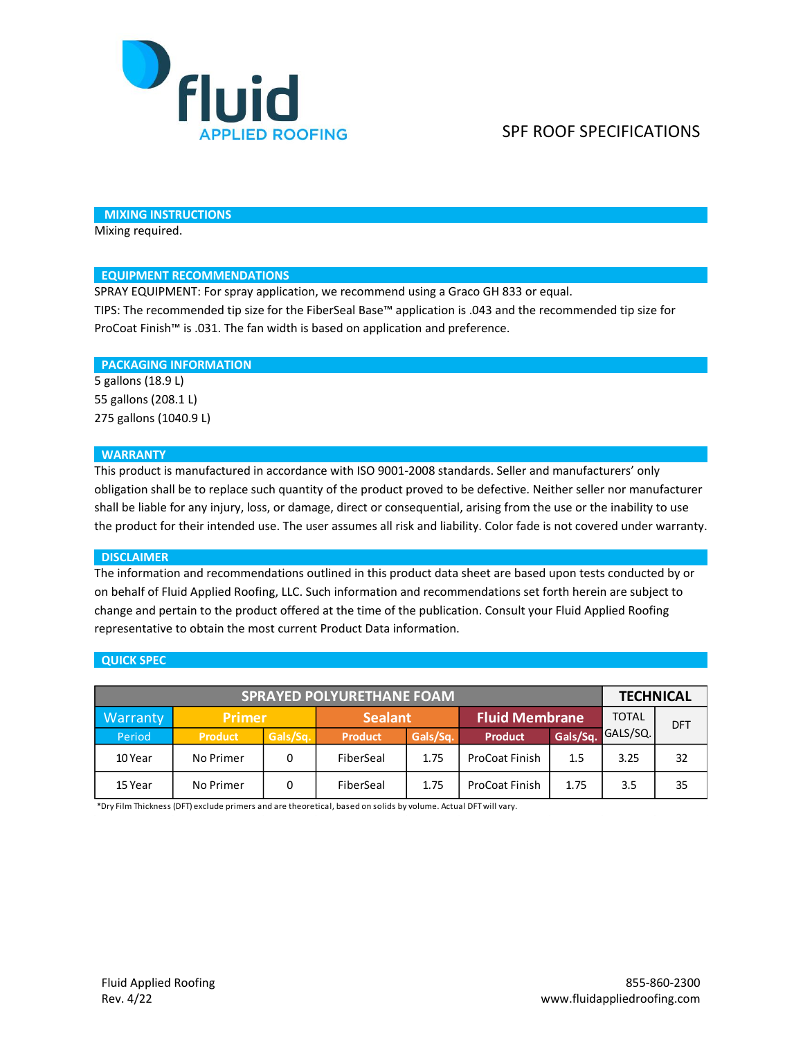# fluid APPLIED ROOFING

## SPF ROOF SPECIFICATIONS

### MIXING INSTRUCTIONS

Mixing required.

### EQUIPMENT RECOMMENDATIONS

SPRAY EQUIPMENT: For spray application, we recommend using a Graco GH 833 or equal.

TIPS: The recommended tip size for the FiberSeal Base™ application is .043 and the recommended tip size for ProCoat Finish™ is .031. The fan width is based on application and preference.

### PACKAGING INFORMATION

5 gallons (18.9 L)

55 gallons (208.1 L)

275 gallons (1040.9 L)

### WARRANTY

This product is manufactured in accordance with ISO 9001-2008 standards. Seller and manufacturers' only obligation shall be to replace such quantity of the product proved to be defective. Neither seller nor manufacturer shall be liable for any injury, loss, or damage, direct or consequential, arising from the use or the inability to use the product for their intended use. The user assumes all risk and liability. Color fade is not covered under warranty.

### DISCLAIMER

The information and recommendations outlined in this product data sheet are based upon tests conducted by or on behalf of Fluid Applied Roofing, LLC. Such information and recommendations set forth herein are subject to change and pertain to the product offered at the time of the publication. Consult your Fluid Applied Roofing representative to obtain the most current Product Data information.

### QUICK SPEC

| SPRAYED POLYURETHANE FOAM | | | | | | | TECHNICAL | |
|---|---|---|---|---|---|---|---|---|
| Warranty | Primer | | Sealant | | Fluid Membrane | | TOTAL | DFT |
| Period | Product | Gals/Sq. | Product | Gals/Sq. | Product | Gals/Sq. | GALS/SQ. | |
| 10 Year | No Primer | 0 | FiberSeal | 1.75 | ProCoat Finish | 1.5 | 3.25 | 32 |
| 15 Year | No Primer | 0 | FiberSeal | 1.75 | ProCoat Finish | 1.75 | 3.5 | 35 |

*Dry Film Thickness (DFT) exclude primers and are theoretical, based on solids by volume. Actual DFT will vary.

Fluid Applied Roofing
Rev. 4/22

855-860-2300
www.fluidappliedroofing.com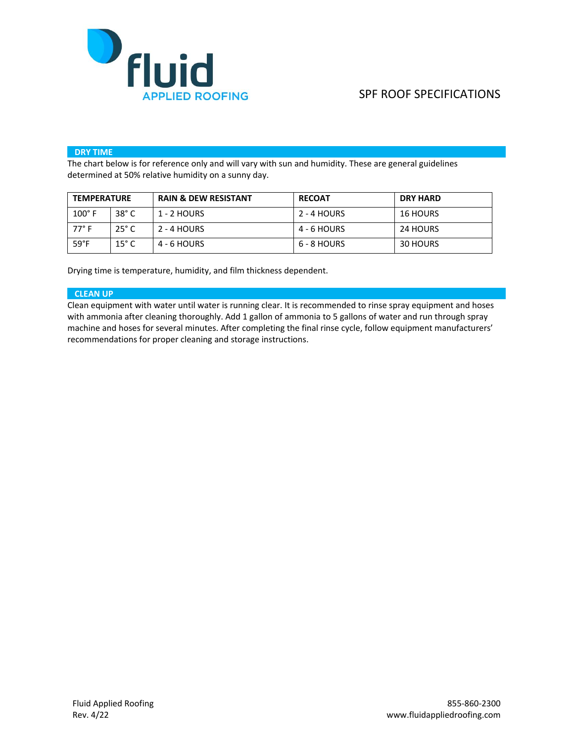## DRY TIME

The chart below is for reference only and will vary with sun and humidity. These are general guidelines determined at 50% relative humidity on a sunny day.

| TEMPERATURE | | RAIN & DEW RESISTANT | RECOAT | DRY HARD |
|---|---|---|---|---|
| 100° F | 38° C | 1 - 2 HOURS | 2 - 4 HOURS | 16 HOURS |
| 77° F | 25° C | 2 - 4 HOURS | 4 - 6 HOURS | 24 HOURS |
| 59°F | 15° C | 4 - 6 HOURS | 6 - 8 HOURS | 30 HOURS |

Drying time is temperature, humidity, and film thickness dependent.

## CLEAN UP

Clean equipment with water until water is running clear. It is recommended to rinse spray equipment and hoses with ammonia after cleaning thoroughly. Add 1 gallon of ammonia to 5 gallons of water and run through spray machine and hoses for several minutes. After completing the final rinse cycle, follow equipment manufacturers' recommendations for proper cleaning and storage instructions.